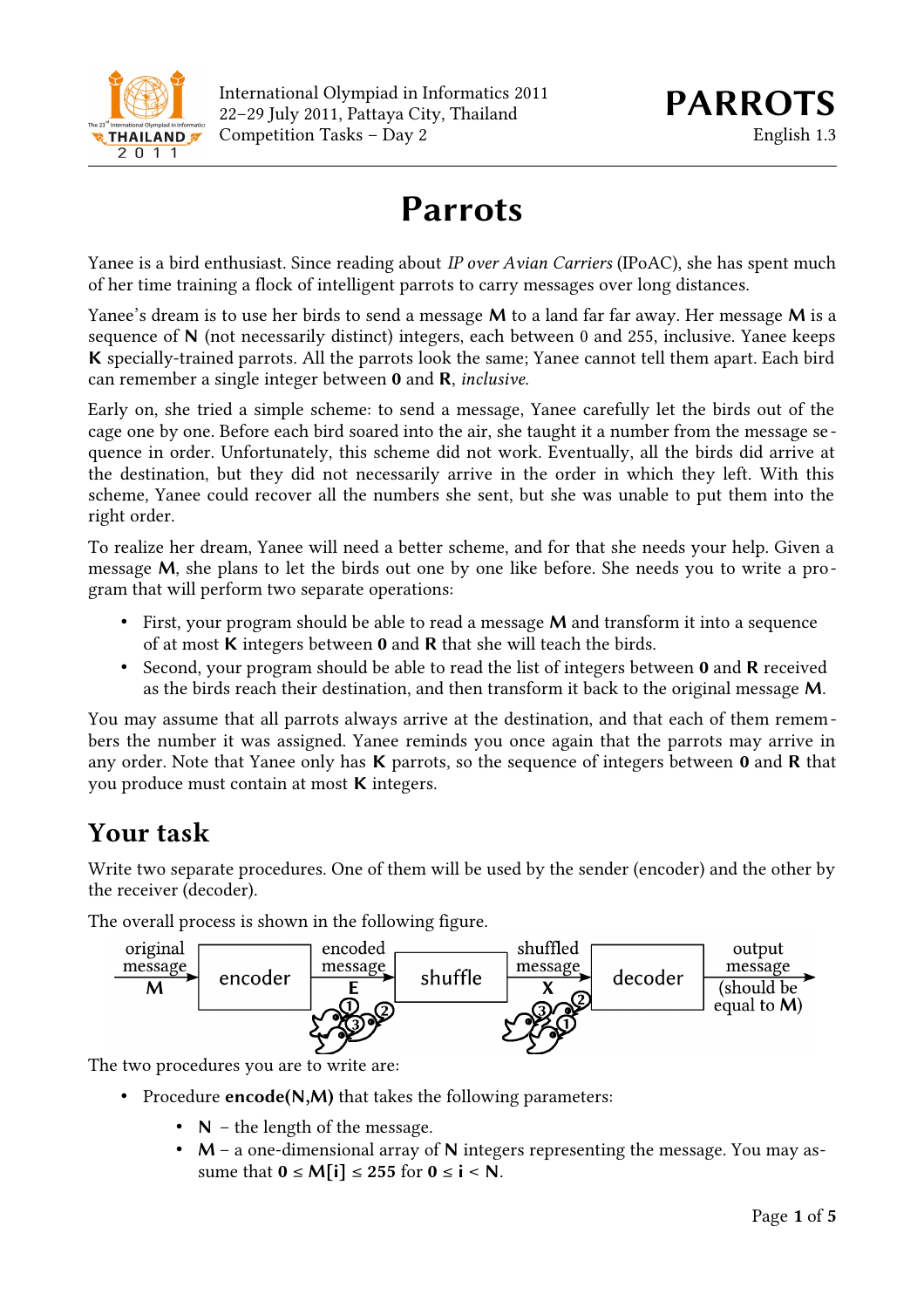# Parrots

Yanee is a bird enthusiast. Since reading about *IP over Avian Carriers* (IPoAC), she has spent much of her time training a flock of intelligent parrots to carry messages over long distances.

Yanee's dream is to use her birds to send a message **M** to a land far far away. Her message **M** is a sequence of **N** (not necessarily distinct) integers, each between 0 and 255, inclusive. Yanee keeps **K** specially-trained parrots. All the parrots look the same; Yanee cannot tell them apart. Each bird can remember a single integer between **0** and **R**, *inclusive*.

Early on, she tried a simple scheme: to send a message, Yanee carefully let the birds out of the cage one by one. Before each bird soared into the air, she taught it a number from the message sequence in order. Unfortunately, this scheme did not work. Eventually, all the birds did arrive at the destination, but they did not necessarily arrive in the order in which they left. With this scheme, Yanee could recover all the numbers she sent, but she was unable to put them into the right order.

To realize her dream, Yanee will need a better scheme, and for that she needs your help. Given a message **M**, she plans to let the birds out one by one like before. She needs you to write a program that will perform two separate operations:

- First, your program should be able to read a message **M** and transform it into a sequence of at most **K** integers between **0** and **R** that she will teach the birds.
- Second, your program should be able to read the list of integers between **0** and **R** received as the birds reach their destination, and then transform it back to the original message **M**.

You may assume that all parrots always arrive at the destination, and that each of them remembers the number it was assigned. Yanee reminds you once again that the parrots may arrive in any order. Note that Yanee only has **K** parrots, so the sequence of integers between **0** and **R** that you produce must contain at most **K** integers.

## Your task

Write two separate procedures. One of them will be used by the sender (encoder) and the other by the receiver (decoder).

The overall process is shown in the following figure.

original message **M** → encoder → encoded message **E** → shuffle → shuffled message **X** → decoder → output message (should be equal to **M**)

The two procedures you are to write are:

- Procedure **encode(N,M)** that takes the following parameters:
  - **N** – the length of the message.
  - **M** – a one-dimensional array of **N** integers representing the message. You may assume that **0 ≤ M[i] ≤ 255** for **0 ≤ i < N**.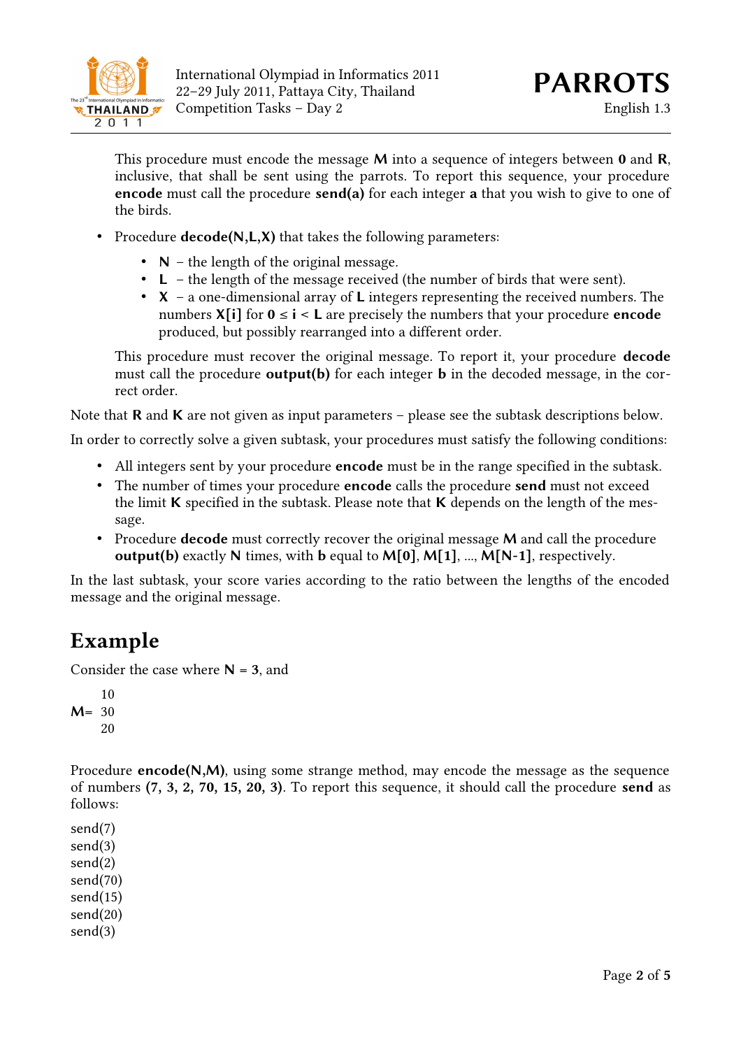This procedure must encode the message **M** into a sequence of integers between **0** and **R**, inclusive, that shall be sent using the parrots. To report this sequence, your procedure **encode** must call the procedure **send(a)** for each integer **a** that you wish to give to one of the birds.

- Procedure **decode(N,L,X)** that takes the following parameters:
  - **N** – the length of the original message.
  - **L** – the length of the message received (the number of birds that were sent).
  - **X** – a one-dimensional array of **L** integers representing the received numbers. The numbers **X[i]** for $0 \le i < L$ are precisely the numbers that your procedure **encode** produced, but possibly rearranged into a different order.

  This procedure must recover the original message. To report it, your procedure **decode** must call the procedure **output(b)** for each integer **b** in the decoded message, in the correct order.

Note that **R** and **K** are not given as input parameters – please see the subtask descriptions below.

In order to correctly solve a given subtask, your procedures must satisfy the following conditions:

- All integers sent by your procedure **encode** must be in the range specified in the subtask.
- The number of times your procedure **encode** calls the procedure **send** must not exceed the limit **K** specified in the subtask. Please note that **K** depends on the length of the message.
- Procedure **decode** must correctly recover the original message **M** and call the procedure **output(b)** exactly **N** times, with **b** equal to **M[0]**, **M[1]**, ..., **M[N-1]**, respectively.

In the last subtask, your score varies according to the ratio between the lengths of the encoded message and the original message.

# Example

Consider the case where **N** = **3**, and

```
    10
M=  30
    20
```

Procedure **encode(N,M)**, using some strange method, may encode the message as the sequence of numbers **(7, 3, 2, 70, 15, 20, 3)**. To report this sequence, it should call the procedure **send** as follows:

```
send(7)
send(3)
send(2)
send(70)
send(15)
send(20)
send(3)
```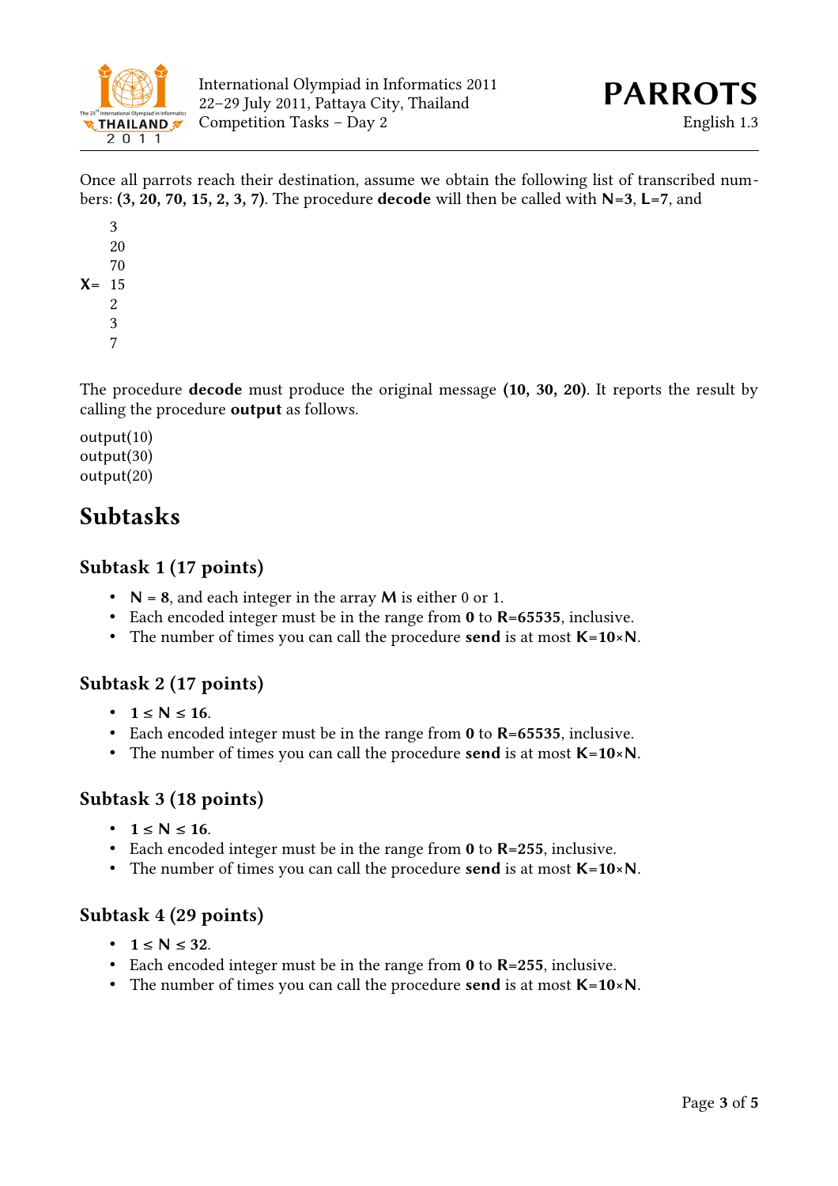Once all parrots reach their destination, assume we obtain the following list of transcribed numbers: **(3, 20, 70, 15, 2, 3, 7)**. The procedure **decode** will then be called with **N**=3, **L**=7, and

```
     3
     20
     70
X=   15
     2
     3
     7
```

The procedure **decode** must produce the original message **(10, 30, 20)**. It reports the result by calling the procedure **output** as follows.

output(10)
output(30)
output(20)

## Subtasks

### Subtask 1 (17 points)

- **N** = **8**, and each integer in the array **M** is either 0 or 1.
- Each encoded integer must be in the range from **0** to **R=65535**, inclusive.
- The number of times you can call the procedure **send** is at most **K=10×N**.

### Subtask 2 (17 points)

- **1** ≤ **N** ≤ **16**.
- Each encoded integer must be in the range from **0** to **R=65535**, inclusive.
- The number of times you can call the procedure **send** is at most **K=10×N**.

### Subtask 3 (18 points)

- **1** ≤ **N** ≤ **16**.
- Each encoded integer must be in the range from **0** to **R=255**, inclusive.
- The number of times you can call the procedure **send** is at most **K=10×N**.

### Subtask 4 (29 points)

- **1** ≤ **N** ≤ **32**.
- Each encoded integer must be in the range from **0** to **R=255**, inclusive.
- The number of times you can call the procedure **send** is at most **K=10×N**.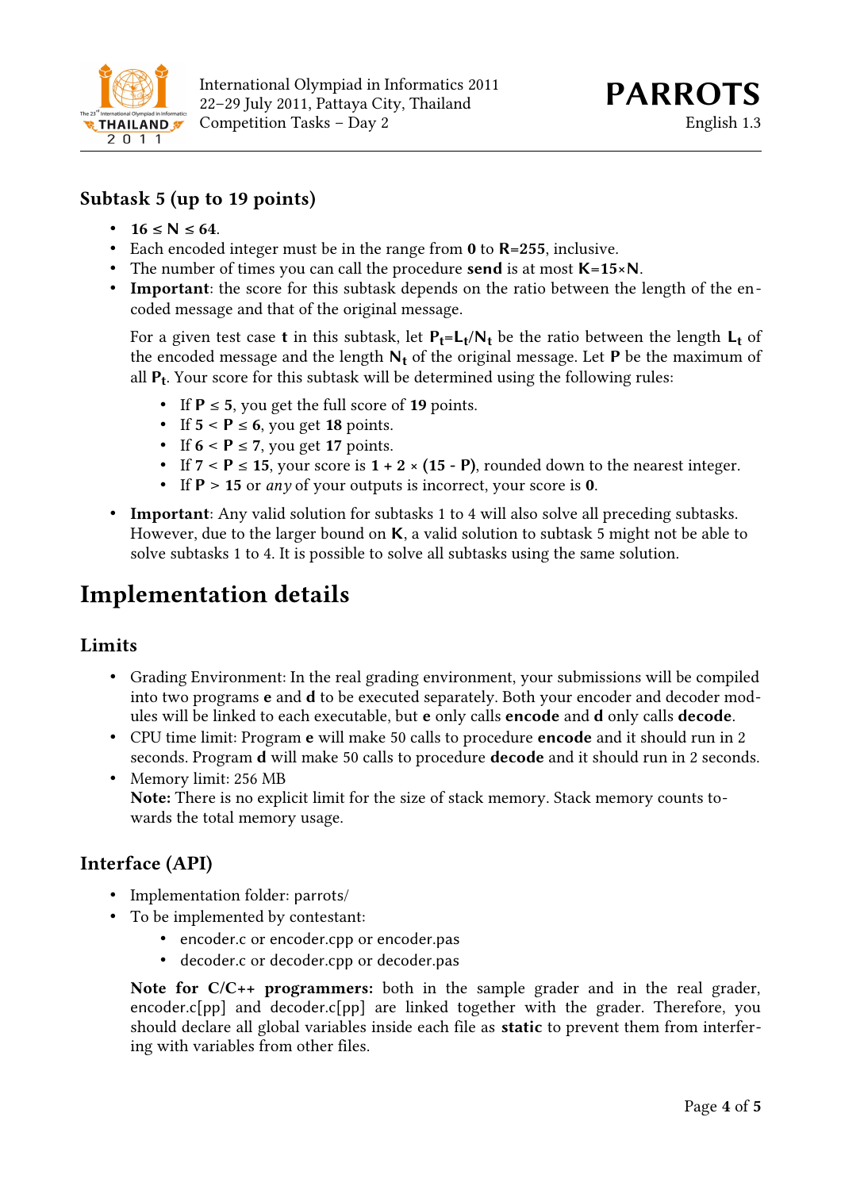### Subtask 5 (up to 19 points)

- **$16 \le N \le 64$**.
- Each encoded integer must be in the range from **0** to **R=255**, inclusive.
- The number of times you can call the procedure **send** is at most **K=15×N**.
- **Important**: the score for this subtask depends on the ratio between the length of the encoded message and that of the original message.

  For a given test case **t** in this subtask, let $P_t = L_t / N_t$ be the ratio between the length $L_t$ of the encoded message and the length $N_t$ of the original message. Let **P** be the maximum of all $P_t$. Your score for this subtask will be determined using the following rules:

  - If $P \le 5$, you get the full score of **19** points.
  - If $5 < P \le 6$, you get **18** points.
  - If $6 < P \le 7$, you get **17** points.
  - If $7 < P \le 15$, your score is $1 + 2 \times (15 - P)$, rounded down to the nearest integer.
  - If $P > 15$ or *any* of your outputs is incorrect, your score is **0**.

- **Important**: Any valid solution for subtasks 1 to 4 will also solve all preceding subtasks. However, due to the larger bound on **K**, a valid solution to subtask 5 might not be able to solve subtasks 1 to 4. It is possible to solve all subtasks using the same solution.

# Implementation details

### Limits

- Grading Environment: In the real grading environment, your submissions will be compiled into two programs **e** and **d** to be executed separately. Both your encoder and decoder modules will be linked to each executable, but **e** only calls **encode** and **d** only calls **decode**.
- CPU time limit: Program **e** will make 50 calls to procedure **encode** and it should run in 2 seconds. Program **d** will make 50 calls to procedure **decode** and it should run in 2 seconds.
- Memory limit: 256 MB  
  **Note:** There is no explicit limit for the size of stack memory. Stack memory counts towards the total memory usage.

### Interface (API)

- Implementation folder: parrots/
- To be implemented by contestant:
  - encoder.c or encoder.cpp or encoder.pas
  - decoder.c or decoder.cpp or decoder.pas

  **Note for C/C++ programmers:** both in the sample grader and in the real grader, encoder.c[pp] and decoder.c[pp] are linked together with the grader. Therefore, you should declare all global variables inside each file as **static** to prevent them from interfering with variables from other files.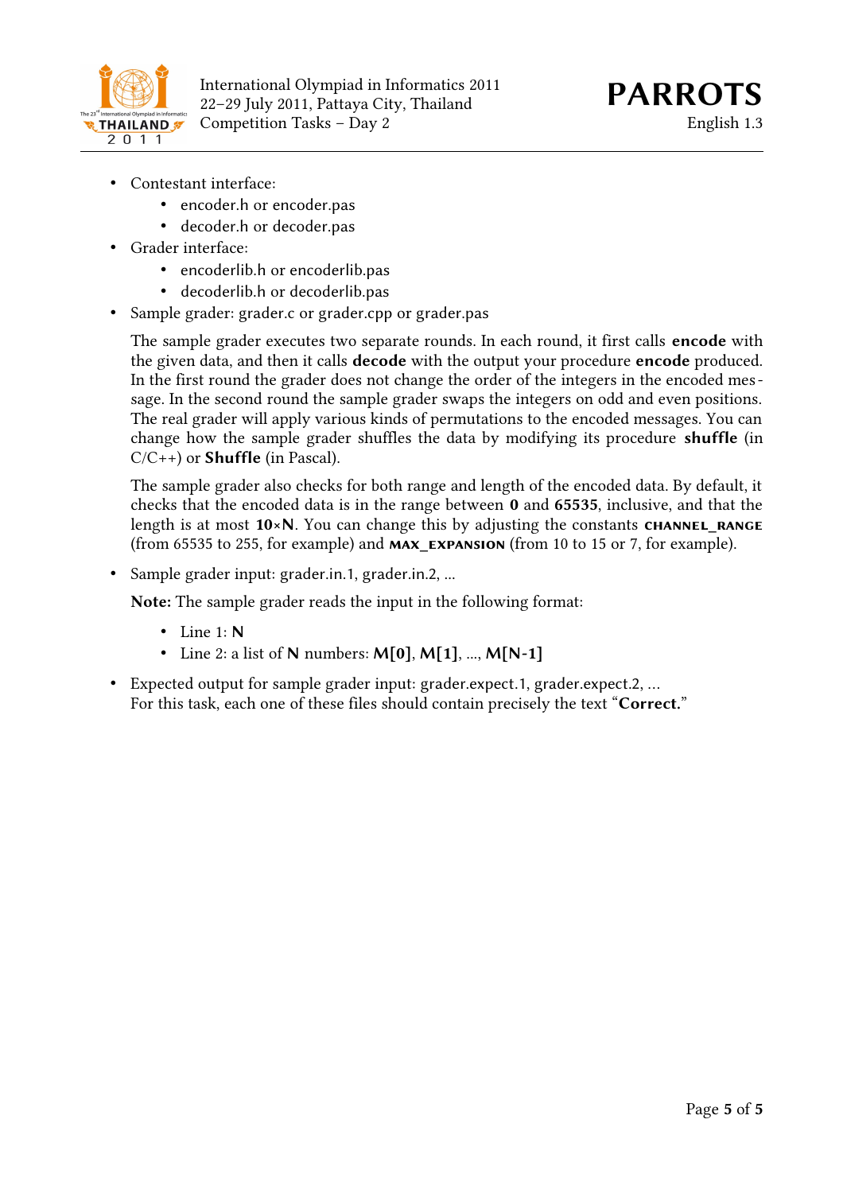- Contestant interface:
  - encoder.h or encoder.pas
  - decoder.h or decoder.pas
- Grader interface:
  - encoderlib.h or encoderlib.pas
  - decoderlib.h or decoderlib.pas
- Sample grader: grader.c or grader.cpp or grader.pas

  The sample grader executes two separate rounds. In each round, it first calls **encode** with the given data, and then it calls **decode** with the output your procedure **encode** produced. In the first round the grader does not change the order of the integers in the encoded message. In the second round the sample grader swaps the integers on odd and even positions. The real grader will apply various kinds of permutations to the encoded messages. You can change how the sample grader shuffles the data by modifying its procedure **shuffle** (in C/C++) or **Shuffle** (in Pascal).

  The sample grader also checks for both range and length of the encoded data. By default, it checks that the encoded data is in the range between **0** and **65535**, inclusive, and that the length is at most **10×N**. You can change this by adjusting the constants **CHANNEL_RANGE** (from 65535 to 255, for example) and **MAX_EXPANSION** (from 10 to 15 or 7, for example).

- Sample grader input: grader.in.1, grader.in.2, ...

  **Note:** The sample grader reads the input in the following format:

  - Line 1: **N**
  - Line 2: a list of **N** numbers: **M[0]**, **M[1]**, ..., **M[N-1]**

- Expected output for sample grader input: grader.expect.1, grader.expect.2, ...
  For this task, each one of these files should contain precisely the text "**Correct.**"